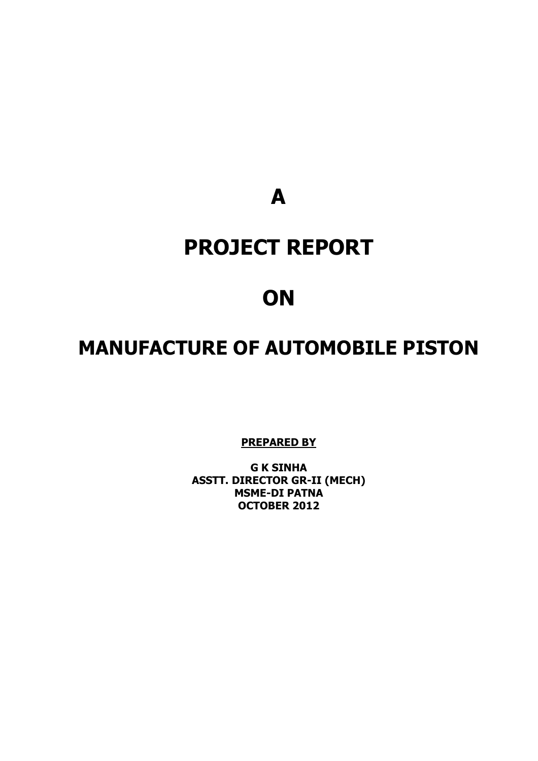# A

# PROJECT REPORT

# ON

# MANUFACTURE OF AUTOMOBILE PISTON

**PREPARED BY**

**G K SINHA**
**ASSTT. DIRECTOR GR-II (MECH)**
**MSME-DI PATNA**
**OCTOBER 2012**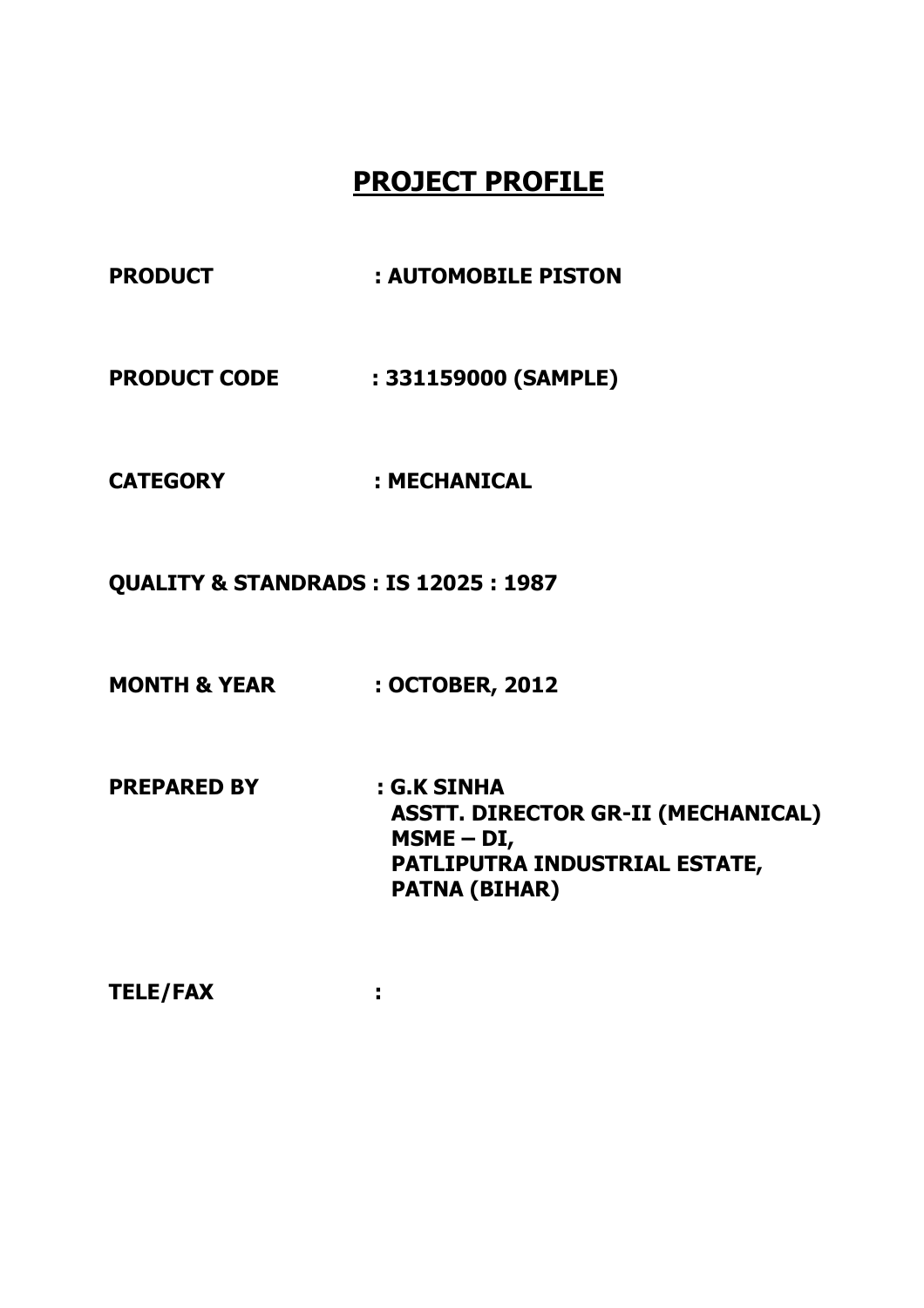# PROJECT PROFILE

**PRODUCT** : **AUTOMOBILE PISTON**

**PRODUCT CODE** : **331159000 (SAMPLE)**

**CATEGORY** : **MECHANICAL**

**QUALITY & STANDRADS : IS 12025 : 1987**

**MONTH & YEAR** : **OCTOBER, 2012**

**PREPARED BY** : **G.K SINHA**
**ASSTT. DIRECTOR GR-II (MECHANICAL)**
**MSME – DI,**
**PATLIPUTRA INDUSTRIAL ESTATE,**
**PATNA (BIHAR)**

**TELE/FAX** :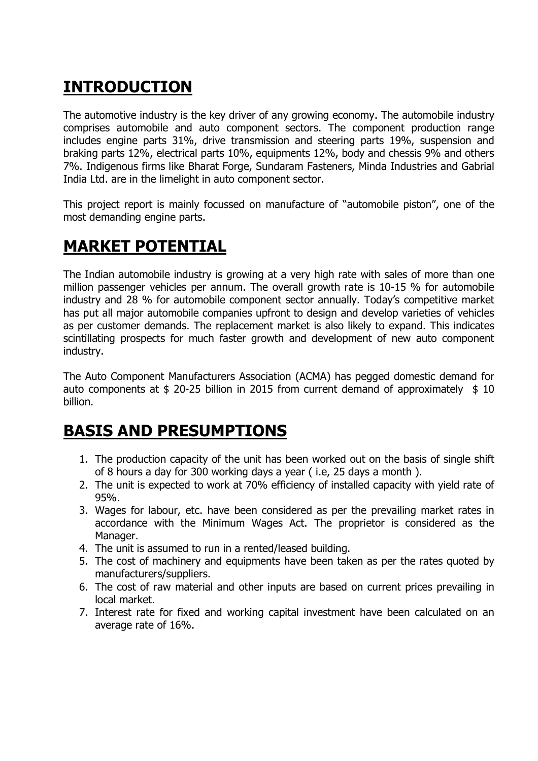## INTRODUCTION

The automotive industry is the key driver of any growing economy. The automobile industry comprises automobile and auto component sectors. The component production range includes engine parts 31%, drive transmission and steering parts 19%, suspension and braking parts 12%, electrical parts 10%, equipments 12%, body and chessis 9% and others 7%. Indigenous firms like Bharat Forge, Sundaram Fasteners, Minda Industries and Gabrial India Ltd. are in the limelight in auto component sector.

This project report is mainly focussed on manufacture of "automobile piston", one of the most demanding engine parts.

## MARKET POTENTIAL

The Indian automobile industry is growing at a very high rate with sales of more than one million passenger vehicles per annum. The overall growth rate is 10-15 % for automobile industry and 28 % for automobile component sector annually. Today's competitive market has put all major automobile companies upfront to design and develop varieties of vehicles as per customer demands. The replacement market is also likely to expand. This indicates scintillating prospects for much faster growth and development of new auto component industry.

The Auto Component Manufacturers Association (ACMA) has pegged domestic demand for auto components at $ 20-25 billion in 2015 from current demand of approximately $ 10 billion.

## BASIS AND PRESUMPTIONS

1. The production capacity of the unit has been worked out on the basis of single shift of 8 hours a day for 300 working days a year ( i.e, 25 days a month ).
2. The unit is expected to work at 70% efficiency of installed capacity with yield rate of 95%.
3. Wages for labour, etc. have been considered as per the prevailing market rates in accordance with the Minimum Wages Act. The proprietor is considered as the Manager.
4. The unit is assumed to run in a rented/leased building.
5. The cost of machinery and equipments have been taken as per the rates quoted by manufacturers/suppliers.
6. The cost of raw material and other inputs are based on current prices prevailing in local market.
7. Interest rate for fixed and working capital investment have been calculated on an average rate of 16%.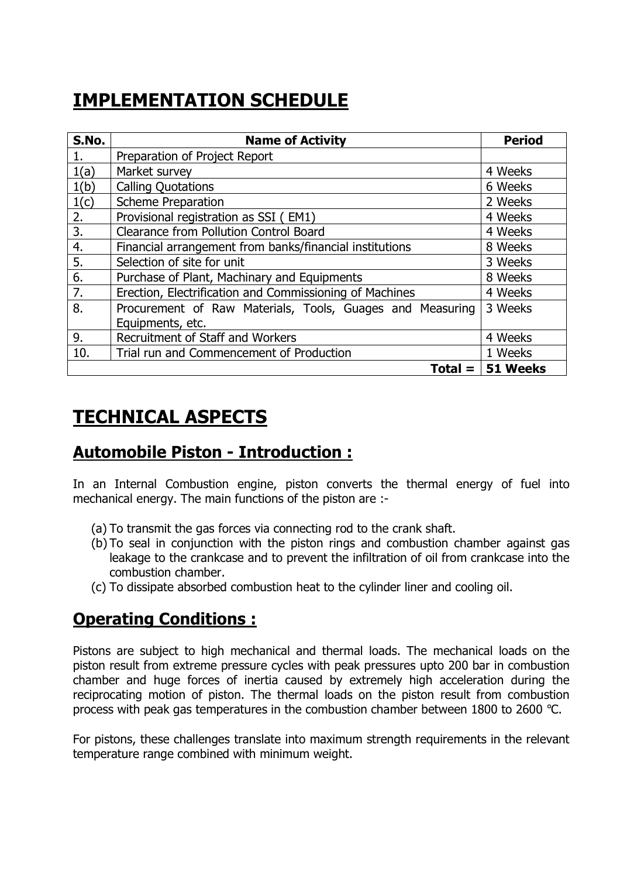# IMPLEMENTATION SCHEDULE

| S.No. | Name of Activity | Period |
|---|---|---|
| 1. | Preparation of Project Report | |
| 1(a) | Market survey | 4 Weeks |
| 1(b) | Calling Quotations | 6 Weeks |
| 1(c) | Scheme Preparation | 2 Weeks |
| 2. | Provisional registration as SSI ( EM1) | 4 Weeks |
| 3. | Clearance from Pollution Control Board | 4 Weeks |
| 4. | Financial arrangement from banks/financial institutions | 8 Weeks |
| 5. | Selection of site for unit | 3 Weeks |
| 6. | Purchase of Plant, Machinary and Equipments | 8 Weeks |
| 7. | Erection, Electrification and Commissioning of Machines | 4 Weeks |
| 8. | Procurement of Raw Materials, Tools, Guages and Measuring Equipments, etc. | 3 Weeks |
| 9. | Recruitment of Staff and Workers | 4 Weeks |
| 10. | Trial run and Commencement of Production | 1 Weeks |
| | **Total =** | **51 Weeks** |

# TECHNICAL ASPECTS

## Automobile Piston - Introduction :

In an Internal Combustion engine, piston converts the thermal energy of fuel into mechanical energy. The main functions of the piston are :-

(a) To transmit the gas forces via connecting rod to the crank shaft.
(b) To seal in conjunction with the piston rings and combustion chamber against gas leakage to the crankcase and to prevent the infiltration of oil from crankcase into the combustion chamber.
(c) To dissipate absorbed combustion heat to the cylinder liner and cooling oil.

## Operating Conditions :

Pistons are subject to high mechanical and thermal loads. The mechanical loads on the piston result from extreme pressure cycles with peak pressures upto 200 bar in combustion chamber and huge forces of inertia caused by extremely high acceleration during the reciprocating motion of piston. The thermal loads on the piston result from combustion process with peak gas temperatures in the combustion chamber between 1800 to 2600 °C.

For pistons, these challenges translate into maximum strength requirements in the relevant temperature range combined with minimum weight.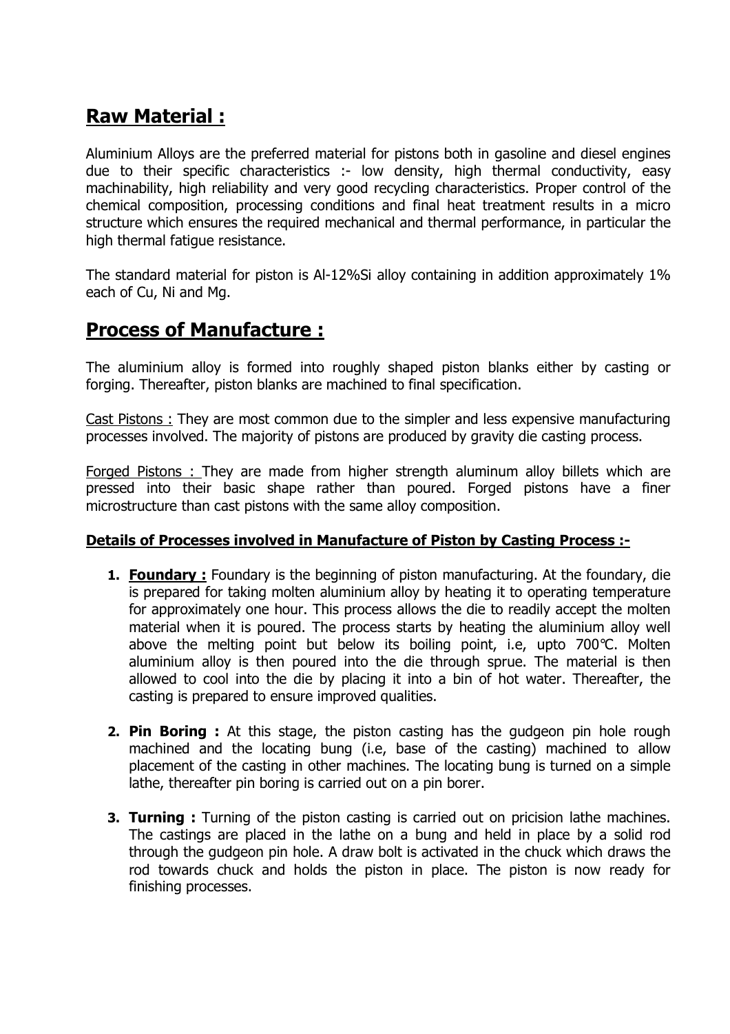## Raw Material :

Aluminium Alloys are the preferred material for pistons both in gasoline and diesel engines due to their specific characteristics :- low density, high thermal conductivity, easy machinability, high reliability and very good recycling characteristics. Proper control of the chemical composition, processing conditions and final heat treatment results in a micro structure which ensures the required mechanical and thermal performance, in particular the high thermal fatigue resistance.

The standard material for piston is Al-12%Si alloy containing in addition approximately 1% each of Cu, Ni and Mg.

## Process of Manufacture :

The aluminium alloy is formed into roughly shaped piston blanks either by casting or forging. Thereafter, piston blanks are machined to final specification.

Cast Pistons : They are most common due to the simpler and less expensive manufacturing processes involved. The majority of pistons are produced by gravity die casting process.

Forged Pistons : They are made from higher strength aluminum alloy billets which are pressed into their basic shape rather than poured. Forged pistons have a finer microstructure than cast pistons with the same alloy composition.

**Details of Processes involved in Manufacture of Piston by Casting Process :-**

1. **Foundary :** Foundary is the beginning of piston manufacturing. At the foundary, die is prepared for taking molten aluminium alloy by heating it to operating temperature for approximately one hour. This process allows the die to readily accept the molten material when it is poured. The process starts by heating the aluminium alloy well above the melting point but below its boiling point, i.e, upto 700℃. Molten aluminium alloy is then poured into the die through sprue. The material is then allowed to cool into the die by placing it into a bin of hot water. Thereafter, the casting is prepared to ensure improved qualities.

2. **Pin Boring :** At this stage, the piston casting has the gudgeon pin hole rough machined and the locating bung (i.e, base of the casting) machined to allow placement of the casting in other machines. The locating bung is turned on a simple lathe, thereafter pin boring is carried out on a pin borer.

3. **Turning :** Turning of the piston casting is carried out on pricision lathe machines. The castings are placed in the lathe on a bung and held in place by a solid rod through the gudgeon pin hole. A draw bolt is activated in the chuck which draws the rod towards chuck and holds the piston in place. The piston is now ready for finishing processes.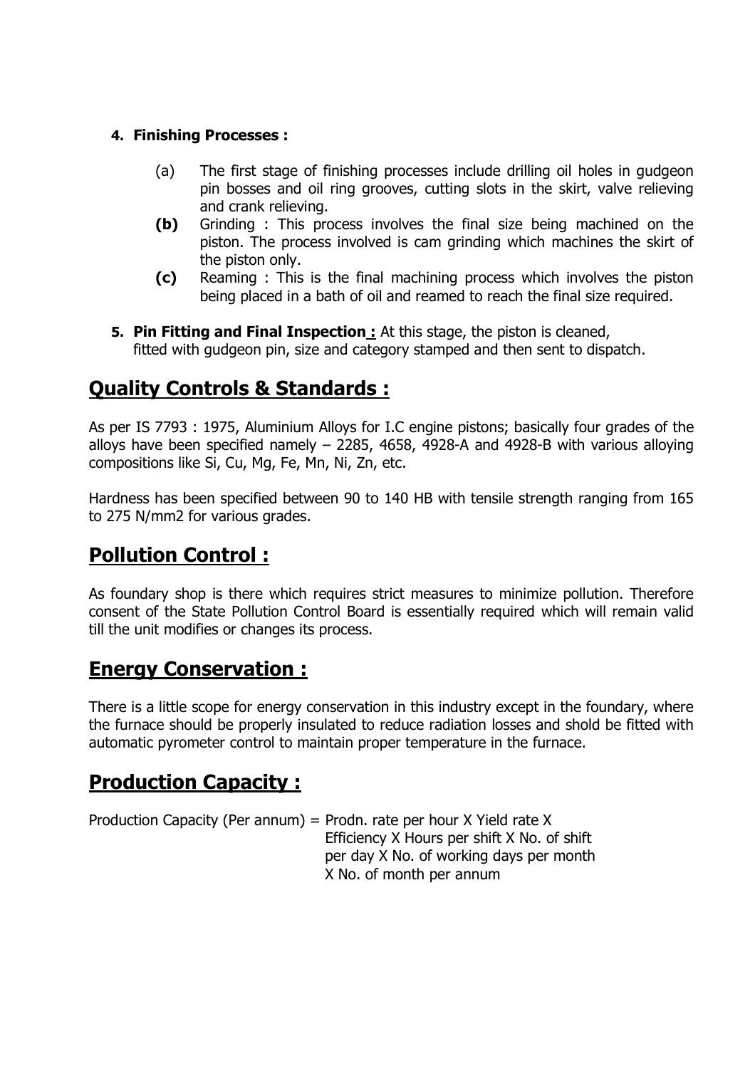4. **Finishing Processes :**

   (a) The first stage of finishing processes include drilling oil holes in gudgeon pin bosses and oil ring grooves, cutting slots in the skirt, valve relieving and crank relieving.

   **(b)** Grinding : This process involves the final size being machined on the piston. The process involved is cam grinding which machines the skirt of the piston only.

   **(c)** Reaming : This is the final machining process which involves the piston being placed in a bath of oil and reamed to reach the final size required.

5. **Pin Fitting and Final Inspection :** At this stage, the piston is cleaned, fitted with gudgeon pin, size and category stamped and then sent to dispatch.

## Quality Controls & Standards :

As per IS 7793 : 1975, Aluminium Alloys for I.C engine pistons; basically four grades of the alloys have been specified namely – 2285, 4658, 4928-A and 4928-B with various alloying compositions like Si, Cu, Mg, Fe, Mn, Ni, Zn, etc.

Hardness has been specified between 90 to 140 HB with tensile strength ranging from 165 to 275 N/mm2 for various grades.

## Pollution Control :

As foundary shop is there which requires strict measures to minimize pollution. Therefore consent of the State Pollution Control Board is essentially required which will remain valid till the unit modifies or changes its process.

## Energy Conservation :

There is a little scope for energy conservation in this industry except in the foundary, where the furnace should be properly insulated to reduce radiation losses and shold be fitted with automatic pyrometer control to maintain proper temperature in the furnace.

## Production Capacity :

Production Capacity (Per annum) = Prodn. rate per hour X Yield rate X Efficiency X Hours per shift X No. of shift per day X No. of working days per month X No. of month per annum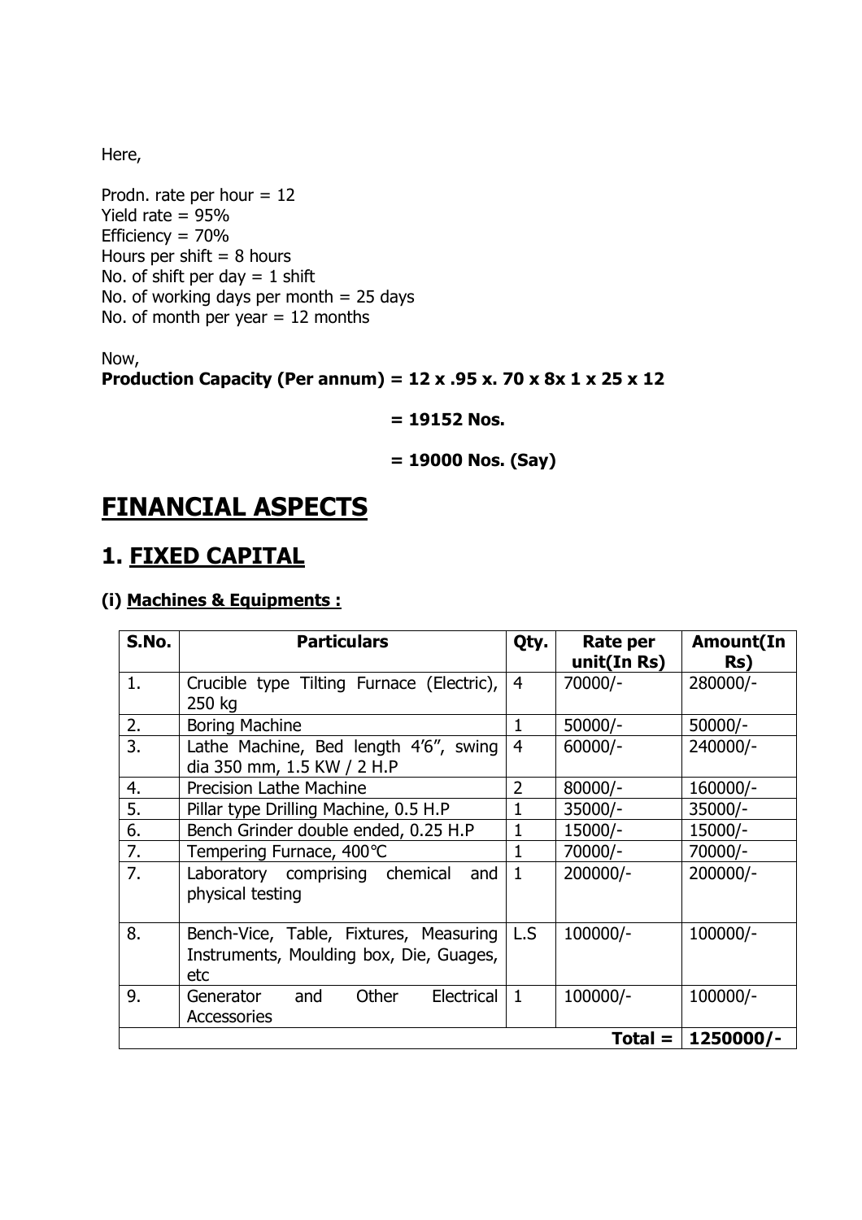Here,

Prodn. rate per hour = 12
Yield rate = 95%
Efficiency = 70%
Hours per shift = 8 hours
No. of shift per day = 1 shift
No. of working days per month = 25 days
No. of month per year = 12 months

Now,
**Production Capacity (Per annum) = 12 x .95 x. 70 x 8x 1 x 25 x 12**

**= 19152 Nos.**

**= 19000 Nos. (Say)**

# FINANCIAL ASPECTS

## 1. FIXED CAPITAL

### (i) Machines & Equipments :

| S.No. | Particulars | Qty. | Rate per unit(In Rs) | Amount(In Rs) |
|---|---|---|---|---|
| 1. | Crucible type Tilting Furnace (Electric), 250 kg | 4 | 70000/- | 280000/- |
| 2. | Boring Machine | 1 | 50000/- | 50000/- |
| 3. | Lathe Machine, Bed length 4'6", swing dia 350 mm, 1.5 KW / 2 H.P | 4 | 60000/- | 240000/- |
| 4. | Precision Lathe Machine | 2 | 80000/- | 160000/- |
| 5. | Pillar type Drilling Machine, 0.5 H.P | 1 | 35000/- | 35000/- |
| 6. | Bench Grinder double ended, 0.25 H.P | 1 | 15000/- | 15000/- |
| 7. | Tempering Furnace, 400℃ | 1 | 70000/- | 70000/- |
| 7. | Laboratory comprising chemical and physical testing | 1 | 200000/- | 200000/- |
| 8. | Bench-Vice, Table, Fixtures, Measuring Instruments, Moulding box, Die, Guages, etc | L.S | 100000/- | 100000/- |
| 9. | Generator and Other Electrical Accessories | 1 | 100000/- | 100000/- |
| | | | **Total =** | **1250000/-** |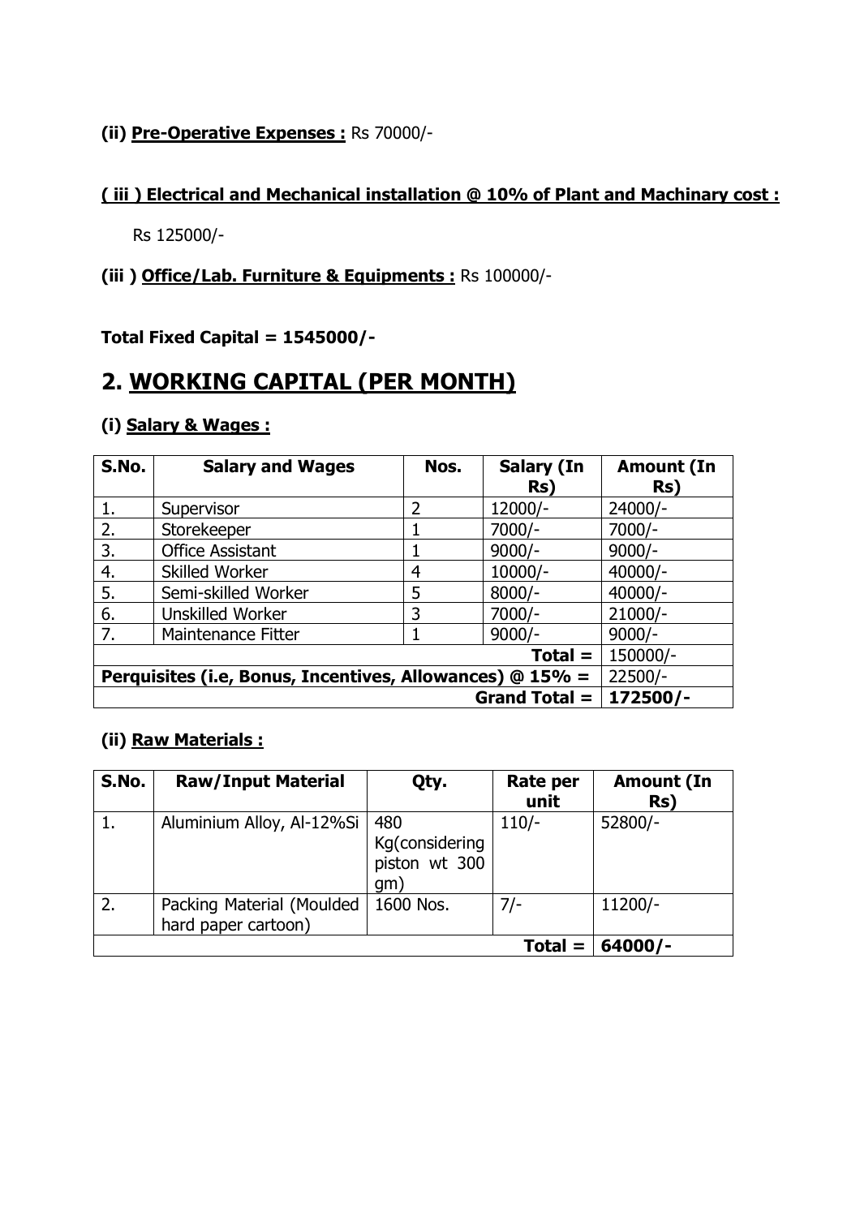**(ii) <u>Pre-Operative Expenses :</u>** Rs 70000/-

**<u>( iii ) Electrical and Mechanical installation @ 10% of Plant and Machinary cost :</u>**

Rs 125000/-

**(iii ) <u>Office/Lab. Furniture & Equipments :</u>** Rs 100000/-

**Total Fixed Capital = 1545000/-**

## 2. <u>WORKING CAPITAL (PER MONTH)</u>

### (i) <u>Salary & Wages :</u>

| S.No. | Salary and Wages | Nos. | Salary (In Rs) | Amount (In Rs) |
|---|---|---|---|---|
| 1. | Supervisor | 2 | 12000/- | 24000/- |
| 2. | Storekeeper | 1 | 7000/- | 7000/- |
| 3. | Office Assistant | 1 | 9000/- | 9000/- |
| 4. | Skilled Worker | 4 | 10000/- | 40000/- |
| 5. | Semi-skilled Worker | 5 | 8000/- | 40000/- |
| 6. | Unskilled Worker | 3 | 7000/- | 21000/- |
| 7. | Maintenance Fitter | 1 | 9000/- | 9000/- |
| | | | **Total =** | 150000/- |
| **Perquisites (i.e, Bonus, Incentives, Allowances) @ 15% =** | | | | 22500/- |
| | | | **Grand Total =** | **172500/-** |

### (ii) <u>Raw Materials :</u>

| S.No. | Raw/Input Material | Qty. | Rate per unit | Amount (In Rs) |
|---|---|---|---|---|
| 1. | Aluminium Alloy, Al-12%Si | 480 Kg(considering piston wt 300 gm) | 110/- | 52800/- |
| 2. | Packing Material (Moulded hard paper cartoon) | 1600 Nos. | 7/- | 11200/- |
| | | | **Total =** | **64000/-** |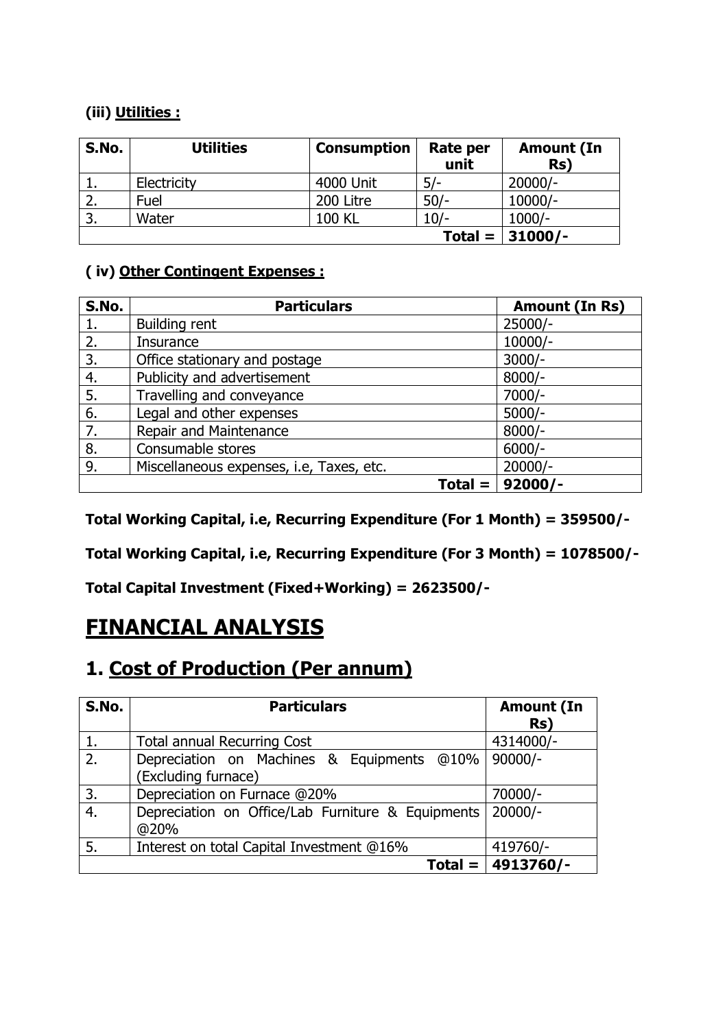#### (iii) Utilities :

| S.No. | Utilities | Consumption | Rate per unit | Amount (In Rs) |
|---|---|---|---|---|
| 1. | Electricity | 4000 Unit | 5/- | 20000/- |
| 2. | Fuel | 200 Litre | 50/- | 10000/- |
| 3. | Water | 100 KL | 10/- | 1000/- |
| | | | **Total =** | **31000/-** |

#### ( iv) Other Contingent Expenses :

| S.No. | Particulars | Amount (In Rs) |
|---|---|---|
| 1. | Building rent | 25000/- |
| 2. | Insurance | 10000/- |
| 3. | Office stationary and postage | 3000/- |
| 4. | Publicity and advertisement | 8000/- |
| 5. | Travelling and conveyance | 7000/- |
| 6. | Legal and other expenses | 5000/- |
| 7. | Repair and Maintenance | 8000/- |
| 8. | Consumable stores | 6000/- |
| 9. | Miscellaneous expenses, i.e, Taxes, etc. | 20000/- |
| | **Total =** | **92000/-** |

**Total Working Capital, i.e, Recurring Expenditure (For 1 Month) = 359500/-**

**Total Working Capital, i.e, Recurring Expenditure (For 3 Month) = 1078500/-**

**Total Capital Investment (Fixed+Working) = 2623500/-**

# FINANCIAL ANALYSIS

## 1. Cost of Production (Per annum)

| S.No. | Particulars | Amount (In Rs) |
|---|---|---|
| 1. | Total annual Recurring Cost | 4314000/- |
| 2. | Depreciation on Machines & Equipments @10% (Excluding furnace) | 90000/- |
| 3. | Depreciation on Furnace @20% | 70000/- |
| 4. | Depreciation on Office/Lab Furniture & Equipments @20% | 20000/- |
| 5. | Interest on total Capital Investment @16% | 419760/- |
| | **Total =** | **4913760/-** |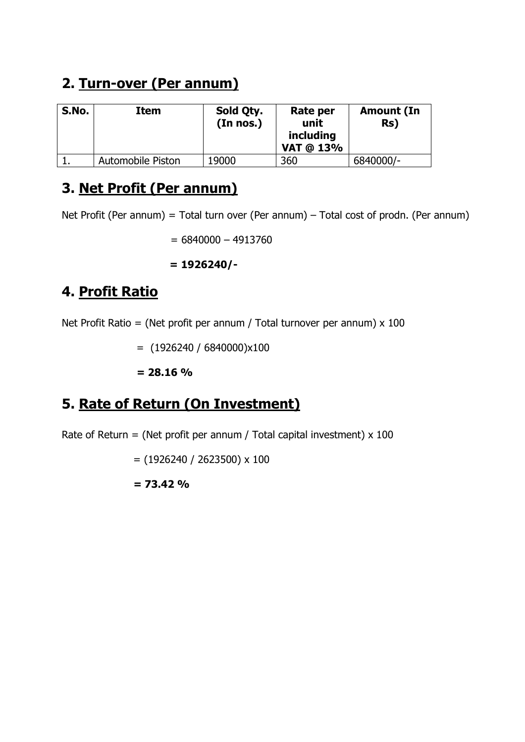## 2. Turn-over (Per annum)

| S.No. | Item | Sold Qty. (In nos.) | Rate per unit including VAT @ 13% | Amount (In Rs) |
|---|---|---|---|---|
| 1. | Automobile Piston | 19000 | 360 | 6840000/- |

## 3. Net Profit (Per annum)

Net Profit (Per annum) = Total turn over (Per annum) – Total cost of prodn. (Per annum)

= 6840000 – 4913760

**= 1926240/-**

## 4. Profit Ratio

Net Profit Ratio = (Net profit per annum / Total turnover per annum) x 100

= (1926240 / 6840000)x100

**= 28.16 %**

## 5. Rate of Return (On Investment)

Rate of Return = (Net profit per annum / Total capital investment) x 100

= (1926240 / 2623500) x 100

**= 73.42 %**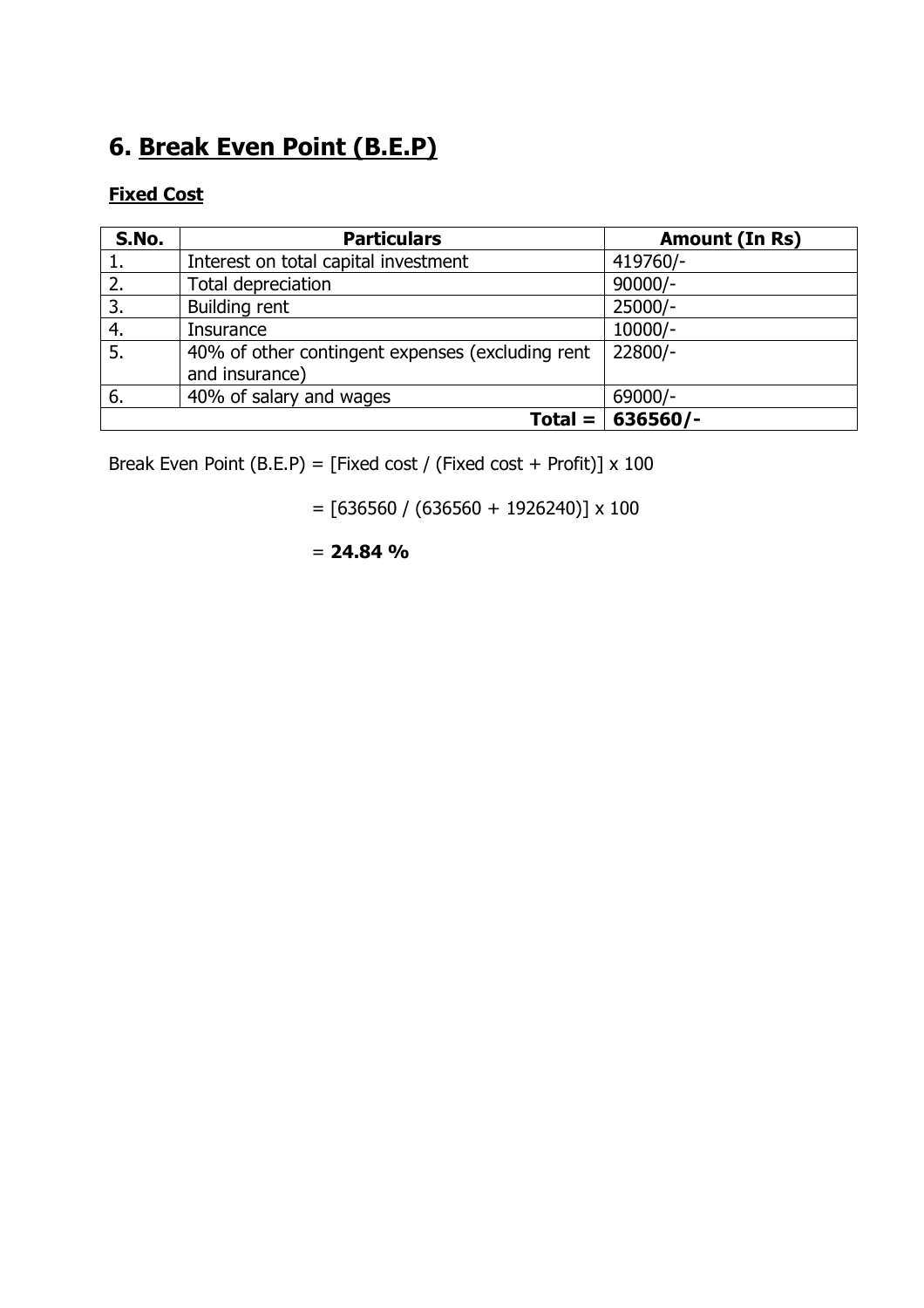## 6. Break Even Point (B.E.P)

**Fixed Cost**

| S.No. | Particulars | Amount (In Rs) |
|---|---|---|
| 1. | Interest on total capital investment | 419760/- |
| 2. | Total depreciation | 90000/- |
| 3. | Building rent | 25000/- |
| 4. | Insurance | 10000/- |
| 5. | 40% of other contingent expenses (excluding rent and insurance) | 22800/- |
| 6. | 40% of salary and wages | 69000/- |
| | **Total =** | **636560/-** |

Break Even Point (B.E.P) = [Fixed cost / (Fixed cost + Profit)] x 100

= [636560 / (636560 + 1926240)] x 100

= **24.84 %**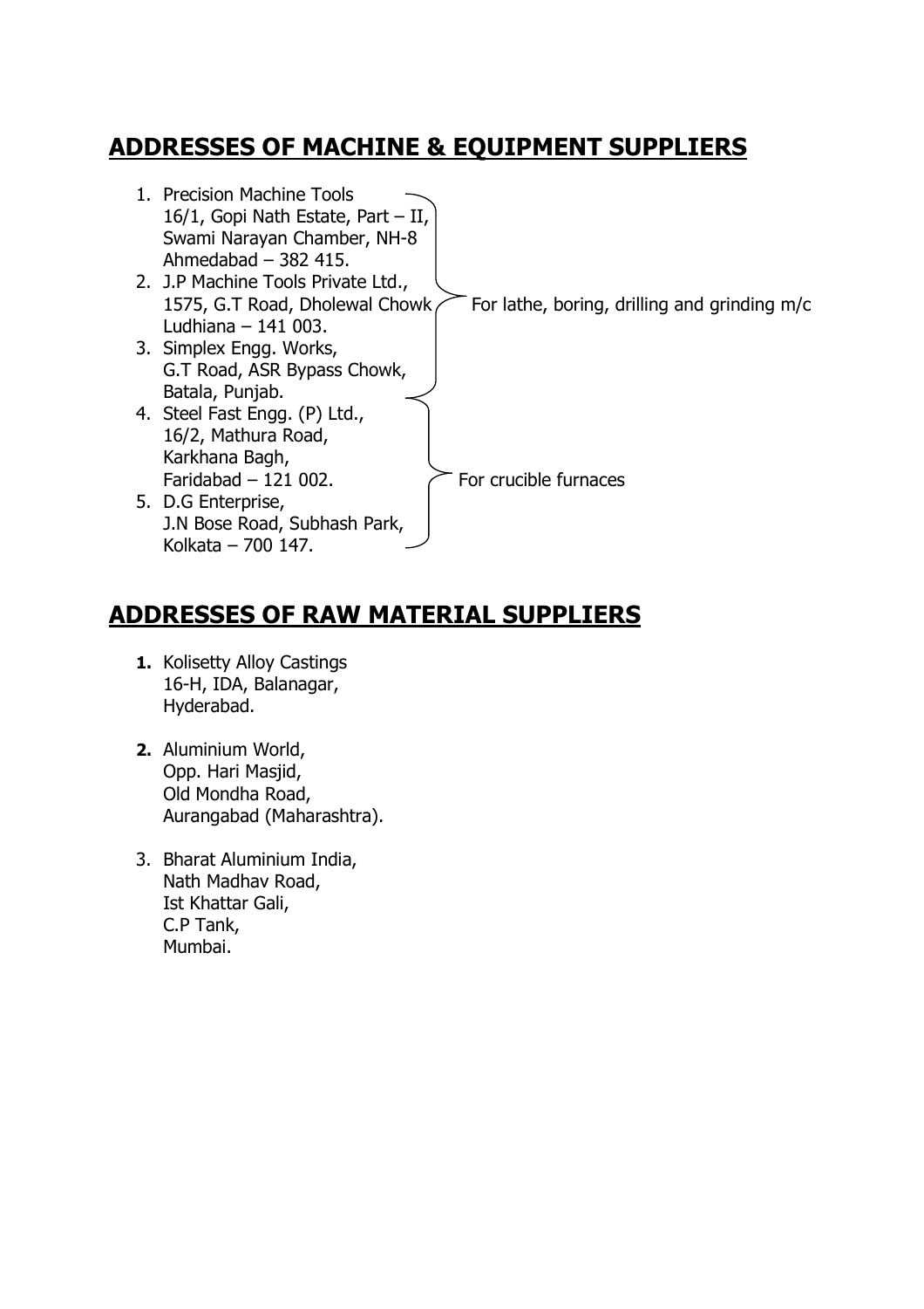## ADDRESSES OF MACHINE & EQUIPMENT SUPPLIERS

1. Precision Machine Tools
   16/1, Gopi Nath Estate, Part – II,
   Swami Narayan Chamber, NH-8
   Ahmedabad – 382 415.
2. J.P Machine Tools Private Ltd.,
   1575, G.T Road, Dholewal Chowk
   Ludhiana – 141 003.
3. Simplex Engg. Works,
   G.T Road, ASR Bypass Chowk,
   Batala, Punjab.

For lathe, boring, drilling and grinding m/c

4. Steel Fast Engg. (P) Ltd.,
   16/2, Mathura Road,
   Karkhana Bagh,
   Faridabad – 121 002.
5. D.G Enterprise,
   J.N Bose Road, Subhash Park,
   Kolkata – 700 147.

For crucible furnaces

## ADDRESSES OF RAW MATERIAL SUPPLIERS

1. Kolisetty Alloy Castings
   16-H, IDA, Balanagar,
   Hyderabad.

2. Aluminium World,
   Opp. Hari Masjid,
   Old Mondha Road,
   Aurangabad (Maharashtra).

3. Bharat Aluminium India,
   Nath Madhav Road,
   Ist Khattar Gali,
   C.P Tank,
   Mumbai.